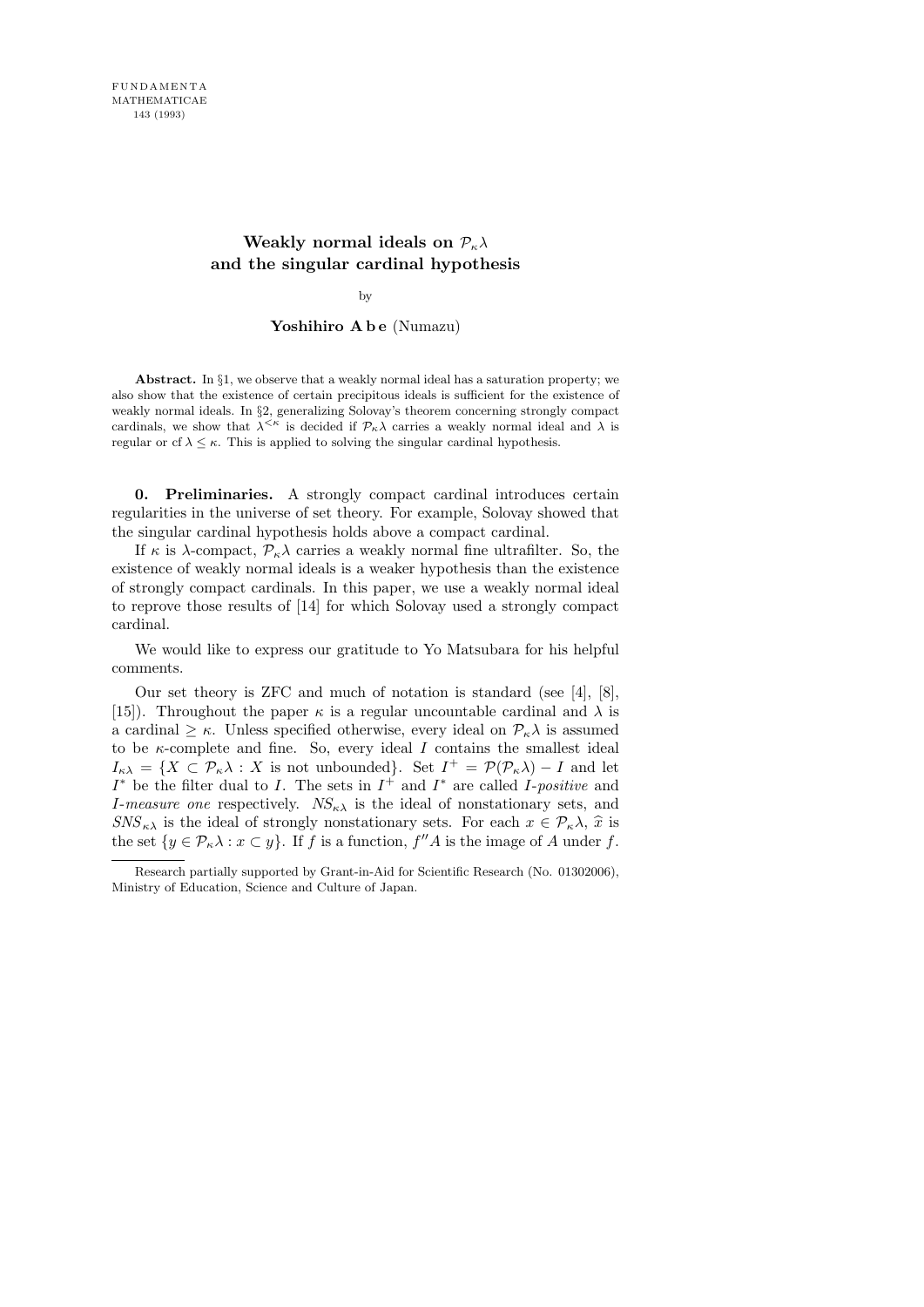# Weakly normal ideals on $\mathcal{P}_\kappa\lambda$ and the singular cardinal hypothesis

by

**Yoshihiro Abe** (Numazu)

**Abstract.** In §1, we observe that a weakly normal ideal has a saturation property; we also show that the existence of certain precipitous ideals is sufficient for the existence of weakly normal ideals. In §2, generalizing Solovay's theorem concerning strongly compact cardinals, we show that $\lambda^{<\kappa}$ is decided if $\mathcal{P}_\kappa\lambda$ carries a weakly normal ideal and $\lambda$ is regular or $\mathrm{cf}\,\lambda \leq \kappa$. This is applied to solving the singular cardinal hypothesis.

**0. Preliminaries.** A strongly compact cardinal introduces certain regularities in the universe of set theory. For example, Solovay showed that the singular cardinal hypothesis holds above a compact cardinal.

If $\kappa$ is $\lambda$-compact, $\mathcal{P}_\kappa\lambda$ carries a weakly normal fine ultrafilter. So, the existence of weakly normal ideals is a weaker hypothesis than the existence of strongly compact cardinals. In this paper, we use a weakly normal ideal to reprove those results of [14] for which Solovay used a strongly compact cardinal.

We would like to express our gratitude to Yo Matsubara for his helpful comments.

Our set theory is ZFC and much of notation is standard (see [4], [8], [15]). Throughout the paper $\kappa$ is a regular uncountable cardinal and $\lambda$ is a cardinal $\geq \kappa$. Unless specified otherwise, every ideal on $\mathcal{P}_\kappa\lambda$ is assumed to be $\kappa$-complete and fine. So, every ideal $I$ contains the smallest ideal $I_{\kappa\lambda} = \{X \subset \mathcal{P}_\kappa\lambda : X \text{ is not unbounded}\}$. Set $I^+ = \mathcal{P}(\mathcal{P}_\kappa\lambda) - I$ and let $I^*$ be the filter dual to $I$. The sets in $I^+$ and $I^*$ are called *I-positive* and *I-measure one* respectively. $NS_{\kappa\lambda}$ is the ideal of nonstationary sets, and $SNS_{\kappa\lambda}$ is the ideal of strongly nonstationary sets. For each $x \in \mathcal{P}_\kappa\lambda$, $\widehat{x}$ is the set $\{y \in \mathcal{P}_\kappa\lambda : x \subset y\}$. If $f$ is a function, $f''A$ is the image of $A$ under $f$.

Research partially supported by Grant-in-Aid for Scientific Research (No. 01302006), Ministry of Education, Science and Culture of Japan.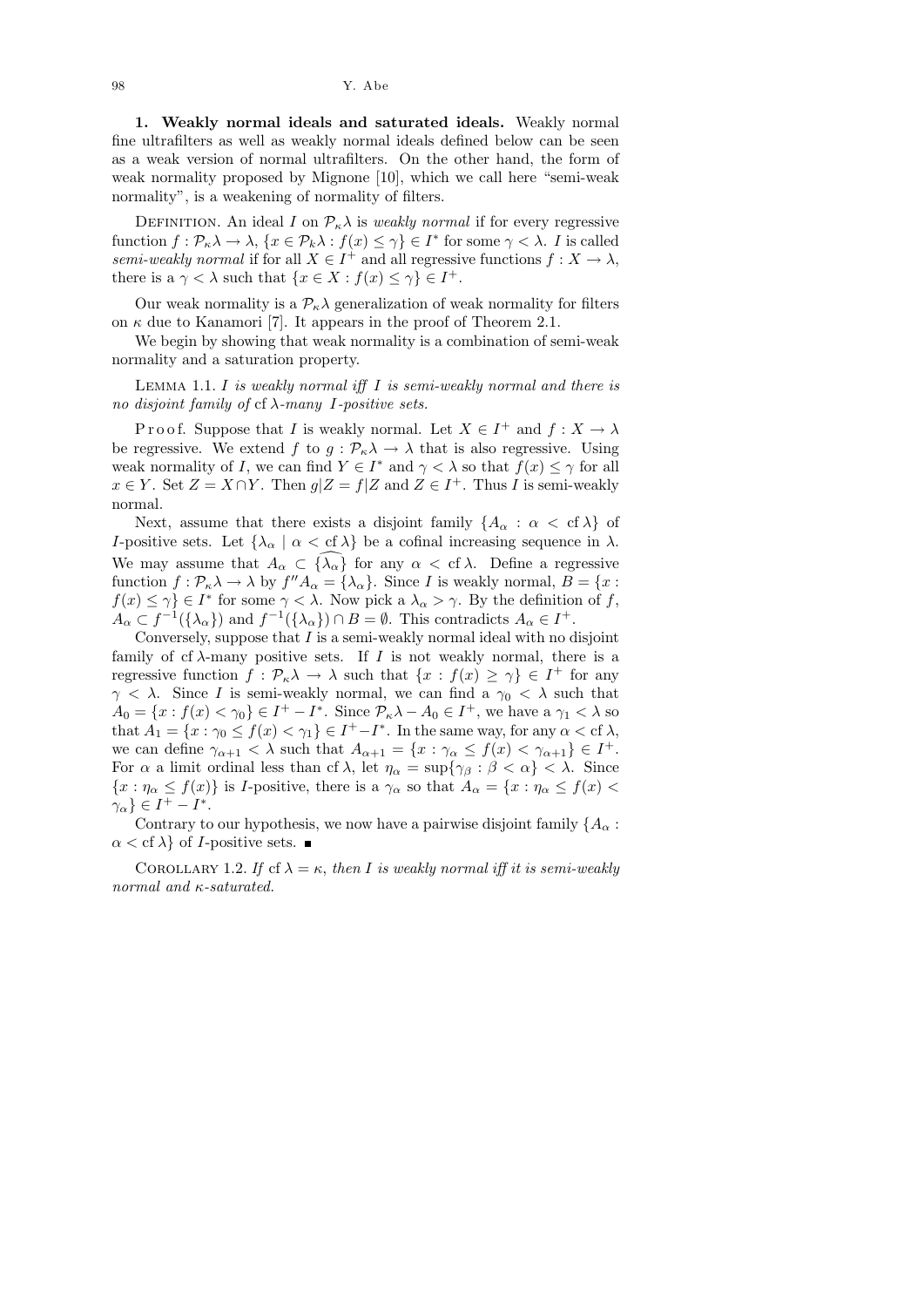**1. Weakly normal ideals and saturated ideals.** Weakly normal fine ultrafilters as well as weakly normal ideals defined below can be seen as a weak version of normal ultrafilters. On the other hand, the form of weak normality proposed by Mignone [10], which we call here "semi-weak normality", is a weakening of normality of filters.

Definition. An ideal $I$ on $\mathcal{P}_\kappa\lambda$ is *weakly normal* if for every regressive function $f : \mathcal{P}_\kappa\lambda \to \lambda$, $\{x \in \mathcal{P}_k\lambda : f(x) \leq \gamma\} \in I^*$ for some $\gamma < \lambda$. $I$ is called *semi-weakly normal* if for all $X \in I^+$ and all regressive functions $f : X \to \lambda$, there is a $\gamma < \lambda$ such that $\{x \in X : f(x) \leq \gamma\} \in I^+$.

Our weak normality is a $\mathcal{P}_\kappa\lambda$ generalization of weak normality for filters on $\kappa$ due to Kanamori [7]. It appears in the proof of Theorem 2.1.

We begin by showing that weak normality is a combination of semi-weak normality and a saturation property.

Lemma 1.1. *$I$ is weakly normal iff $I$ is semi-weakly normal and there is no disjoint family of* $\mathrm{cf}\,\lambda$*-many $I$-positive sets.*

Proof. Suppose that $I$ is weakly normal. Let $X \in I^+$ and $f : X \to \lambda$ be regressive. We extend $f$ to $g : \mathcal{P}_\kappa\lambda \to \lambda$ that is also regressive. Using weak normality of $I$, we can find $Y \in I^*$ and $\gamma < \lambda$ so that $f(x) \leq \gamma$ for all $x \in Y$. Set $Z = X \cap Y$. Then $g|Z = f|Z$ and $Z \in I^+$. Thus $I$ is semi-weakly normal.

Next, assume that there exists a disjoint family $\{A_\alpha : \alpha < \mathrm{cf}\,\lambda\}$ of $I$-positive sets. Let $\{\lambda_\alpha \mid \alpha < \mathrm{cf}\,\lambda\}$ be a cofinal increasing sequence in $\lambda$. We may assume that $A_\alpha \subset \widehat{\{\lambda_\alpha\}}$ for any $\alpha < \mathrm{cf}\,\lambda$. Define a regressive function $f : \mathcal{P}_\kappa\lambda \to \lambda$ by $f'' A_\alpha = \{\lambda_\alpha\}$. Since $I$ is weakly normal, $B = \{x : f(x) \leq \gamma\} \in I^*$ for some $\gamma < \lambda$. Now pick a $\lambda_\alpha > \gamma$. By the definition of $f$, $A_\alpha \subset f^{-1}(\{\lambda_\alpha\})$ and $f^{-1}(\{\lambda_\alpha\}) \cap B = \emptyset$. This contradicts $A_\alpha \in I^+$.

Conversely, suppose that $I$ is a semi-weakly normal ideal with no disjoint family of $\mathrm{cf}\,\lambda$-many positive sets. If $I$ is not weakly normal, there is a regressive function $f : \mathcal{P}_\kappa\lambda \to \lambda$ such that $\{x : f(x) \geq \gamma\} \in I^+$ for any $\gamma < \lambda$. Since $I$ is semi-weakly normal, we can find a $\gamma_0 < \lambda$ such that $A_0 = \{x : f(x) < \gamma_0\} \in I^+ - I^*$. Since $\mathcal{P}_\kappa\lambda - A_0 \in I^+$, we have a $\gamma_1 < \lambda$ so that $A_1 = \{x : \gamma_0 \leq f(x) < \gamma_1\} \in I^+ - I^*$. In the same way, for any $\alpha < \mathrm{cf}\,\lambda$, we can define $\gamma_{\alpha+1} < \lambda$ such that $A_{\alpha+1} = \{x : \gamma_\alpha \leq f(x) < \gamma_{\alpha+1}\} \in I^+$. For $\alpha$ a limit ordinal less than $\mathrm{cf}\,\lambda$, let $\eta_\alpha = \sup\{\gamma_\beta : \beta < \alpha\} < \lambda$. Since $\{x : \eta_\alpha \leq f(x)\}$ is $I$-positive, there is a $\gamma_\alpha$ so that $A_\alpha = \{x : \eta_\alpha \leq f(x) < \gamma_\alpha\} \in I^+ - I^*$.

Contrary to our hypothesis, we now have a pairwise disjoint family $\{A_\alpha : \alpha < \mathrm{cf}\,\lambda\}$ of $I$-positive sets. ∎

Corollary 1.2. *If $\mathrm{cf}\,\lambda = \kappa$, then $I$ is weakly normal iff it is semi-weakly normal and $\kappa$-saturated.*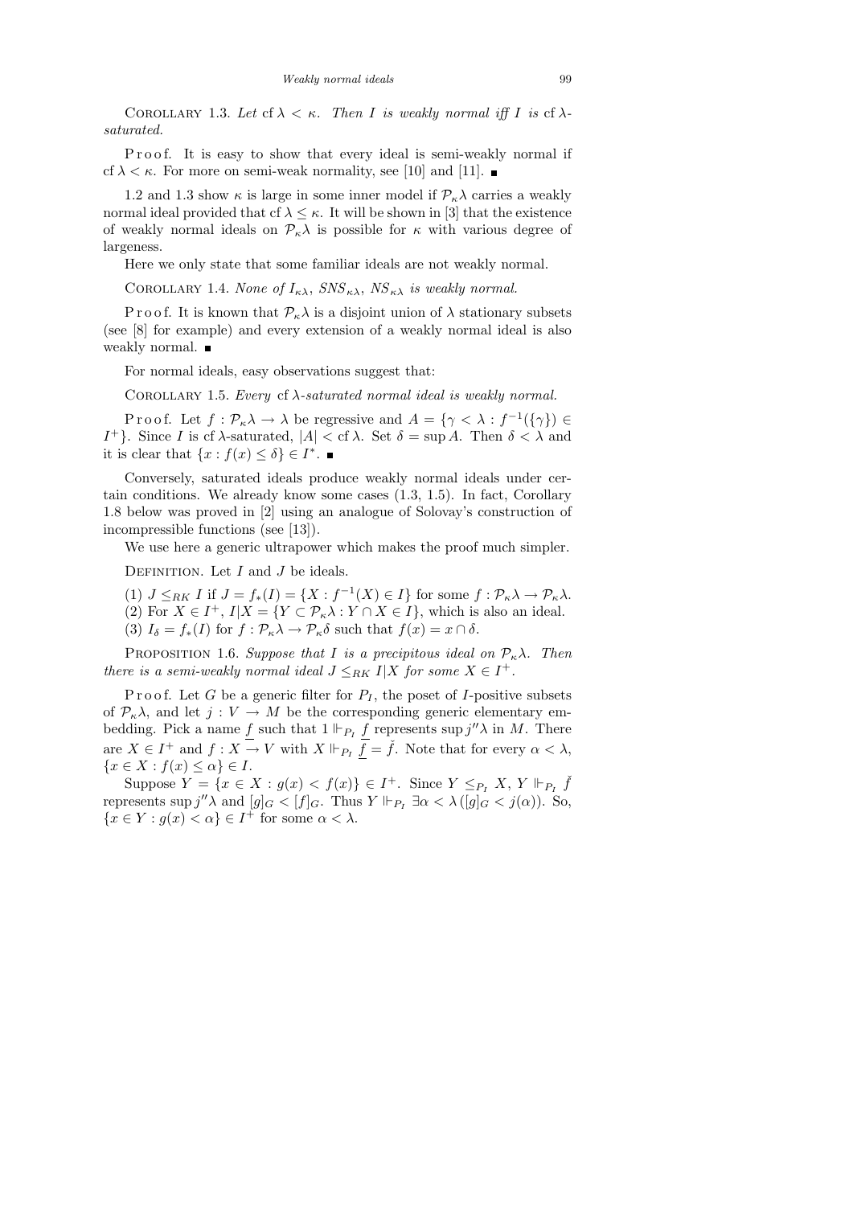COROLLARY 1.3. *Let* $\operatorname{cf}\lambda < \kappa$. *Then* $I$ *is weakly normal iff* $I$ *is* $\operatorname{cf}\lambda$-*saturated.*

Proof. It is easy to show that every ideal is semi-weakly normal if $\operatorname{cf}\lambda < \kappa$. For more on semi-weak normality, see [10] and [11]. ∎

1.2 and 1.3 show $\kappa$ is large in some inner model if $\mathcal{P}_\kappa\lambda$ carries a weakly normal ideal provided that $\operatorname{cf}\lambda \le \kappa$. It will be shown in [3] that the existence of weakly normal ideals on $\mathcal{P}_\kappa\lambda$ is possible for $\kappa$ with various degree of largeness.

Here we only state that some familiar ideals are not weakly normal.

COROLLARY 1.4. *None of* $I_{\kappa\lambda}$, $SNS_{\kappa\lambda}$, $NS_{\kappa\lambda}$ *is weakly normal.*

Proof. It is known that $\mathcal{P}_\kappa\lambda$ is a disjoint union of $\lambda$ stationary subsets (see [8] for example) and every extension of a weakly normal ideal is also weakly normal. ∎

For normal ideals, easy observations suggest that:

COROLLARY 1.5. *Every* $\operatorname{cf}\lambda$-*saturated normal ideal is weakly normal.*

Proof. Let $f : \mathcal{P}_\kappa\lambda \to \lambda$ be regressive and $A = \{\gamma < \lambda : f^{-1}(\{\gamma\}) \in I^+\}$. Since $I$ is $\operatorname{cf}\lambda$-saturated, $|A| < \operatorname{cf}\lambda$. Set $\delta = \sup A$. Then $\delta < \lambda$ and it is clear that $\{x : f(x) \le \delta\} \in I^*$. ∎

Conversely, saturated ideals produce weakly normal ideals under certain conditions. We already know some cases (1.3, 1.5). In fact, Corollary 1.8 below was proved in [2] using an analogue of Solovay's construction of incompressible functions (see [13]).

We use here a generic ultrapower which makes the proof much simpler.

DEFINITION. Let $I$ and $J$ be ideals.

(1) $J \le_{RK} I$ if $J = f_*(I) = \{X : f^{-1}(X) \in I\}$ for some $f : \mathcal{P}_\kappa\lambda \to \mathcal{P}_\kappa\lambda$.
(2) For $X \in I^+$, $I|X = \{Y \subset \mathcal{P}_\kappa\lambda : Y \cap X \in I\}$, which is also an ideal.
(3) $I_\delta = f_*(I)$ for $f : \mathcal{P}_\kappa\lambda \to \mathcal{P}_\kappa\delta$ such that $f(x) = x \cap \delta$.

PROPOSITION 1.6. *Suppose that* $I$ *is a precipitous ideal on* $\mathcal{P}_\kappa\lambda$. *Then there is a semi-weakly normal ideal* $J \le_{RK} I|X$ *for some* $X \in I^+$.

Proof. Let $G$ be a generic filter for $P_I$, the poset of $I$-positive subsets of $\mathcal{P}_\kappa\lambda$, and let $j : V \to M$ be the corresponding generic elementary embedding. Pick a name $\underline{f}$ such that $1 \Vdash_{P_I} \underline{f}$ represents $\sup j''\lambda$ in $M$. There are $X \in I^+$ and $f : X \to V$ with $X \Vdash_{P_I} \underline{f} = \check{f}$. Note that for every $\alpha < \lambda$, $\{x \in X : f(x) \le \alpha\} \in I$.

Suppose $Y = \{x \in X : g(x) < f(x)\} \in I^+$. Since $Y \le_{P_I} X$, $Y \Vdash_{P_I} \check{f}$ represents $\sup j''\lambda$ and $[g]_G < [f]_G$. Thus $Y \Vdash_{P_I} \exists\alpha < \lambda\,([g]_G < j(\alpha))$. So, $\{x \in Y : g(x) < \alpha\} \in I^+$ for some $\alpha < \lambda$.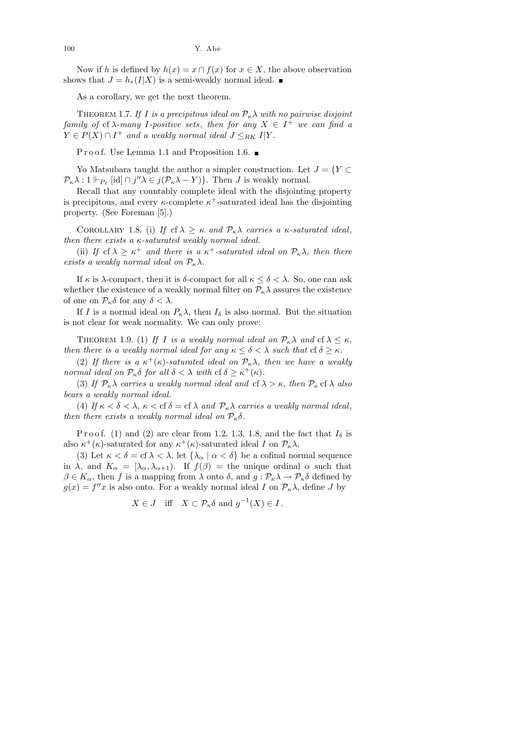Now if $h$ is defined by $h(x) = x \cap f(x)$ for $x \in X$, the above observation shows that $J = h_*(I|X)$ is a semi-weakly normal ideal. ∎

As a corollary, we get the next theorem.

THEOREM 1.7. *If $I$ is a precipitous ideal on $\mathcal{P}_\kappa\lambda$ with no pairwise disjoint family of* $\mathrm{cf}\,\lambda$*-many $I$-positive sets, then for any $X \in I^+$ we can find a $Y \in P(X) \cap I^+$ and a weakly normal ideal $J \leq_{RK} I|Y$.*

Proof. Use Lemma 1.1 and Proposition 1.6. ∎

Yo Matsubara taught the author a simpler construction. Let $J = \{Y \subset \mathcal{P}_\kappa\lambda : 1 \Vdash_{P_I} [\mathrm{id}] \cap j''\lambda \in j(\mathcal{P}_\kappa\lambda - Y)\}$. Then $J$ is weakly normal.

Recall that any countably complete ideal with the disjointing property is precipitous, and every $\kappa$-complete $\kappa^+$-saturated ideal has the disjointing property. (See Foreman [5].)

COROLLARY 1.8. (i) *If* $\mathrm{cf}\,\lambda \geq \kappa$ *and $\mathcal{P}_\kappa\lambda$ carries a $\kappa$-saturated ideal, then there exists a $\kappa$-saturated weakly normal ideal.*

(ii) *If* $\mathrm{cf}\,\lambda \geq \kappa^+$ *and there is a $\kappa^+$-saturated ideal on $\mathcal{P}_\kappa\lambda$, then there exists a weakly normal ideal on $\mathcal{P}_\kappa\lambda$.*

If $\kappa$ is $\lambda$-compact, then it is $\delta$-compact for all $\kappa \leq \delta < \lambda$. So, one can ask whether the existence of a weakly normal filter on $\mathcal{P}_\kappa\lambda$ assures the existence of one on $\mathcal{P}_\kappa\delta$ for any $\delta < \lambda$.

If $I$ is a normal ideal on $P_\kappa\lambda$, then $I_\delta$ is also normal. But the situation is not clear for weak normality. We can only prove:

THEOREM 1.9. (1) *If $I$ is a weakly normal ideal on $\mathcal{P}_\kappa\lambda$ and* $\mathrm{cf}\,\lambda \leq \kappa$, *then there is a weakly normal ideal for any $\kappa \leq \delta < \lambda$ such that* $\mathrm{cf}\,\delta \geq \kappa$.

(2) *If there is a $\kappa^+(\kappa)$-saturated ideal on $\mathcal{P}_\kappa\lambda$, then we have a weakly normal ideal on $\mathcal{P}_\kappa\delta$ for all $\delta < \lambda$ with* $\mathrm{cf}\,\delta \geq \kappa^+(\kappa)$.

(3) *If $\mathcal{P}_\kappa\lambda$ carries a weakly normal ideal and* $\mathrm{cf}\,\lambda > \kappa$, *then* $\mathcal{P}_\kappa \mathrm{cf}\,\lambda$ *also bears a weakly normal ideal.*

(4) *If $\kappa < \delta < \lambda$, $\kappa <$* $\mathrm{cf}\,\delta = \mathrm{cf}\,\lambda$ *and $\mathcal{P}_\kappa\lambda$ carries a weakly normal ideal, then there exists a weakly normal ideal on $\mathcal{P}_\kappa\delta$.*

Proof. (1) and (2) are clear from 1.2, 1.3, 1.8, and the fact that $I_\delta$ is also $\kappa^+(\kappa)$-saturated for any $\kappa^+(\kappa)$-saturated ideal $I$ on $\mathcal{P}_\kappa\lambda$.

(3) Let $\kappa < \delta = \mathrm{cf}\,\lambda < \lambda$, let $\{\lambda_\alpha \mid \alpha < \delta\}$ be a cofinal normal sequence in $\lambda$, and $K_\alpha = [\lambda_\alpha, \lambda_{\alpha+1})$. If $f(\beta) =$ the unique ordinal $\alpha$ such that $\beta \in K_\alpha$, then $f$ is a mapping from $\lambda$ onto $\delta$, and $g : \mathcal{P}_\kappa\lambda \to \mathcal{P}_\kappa\delta$ defined by $g(x) = f''x$ is also onto. For a weakly normal ideal $I$ on $\mathcal{P}_\kappa\lambda$, define $J$ by

$$X \in J \quad \text{iff} \quad X \subset \mathcal{P}_\kappa\delta \text{ and } g^{-1}(X) \in I\,.$$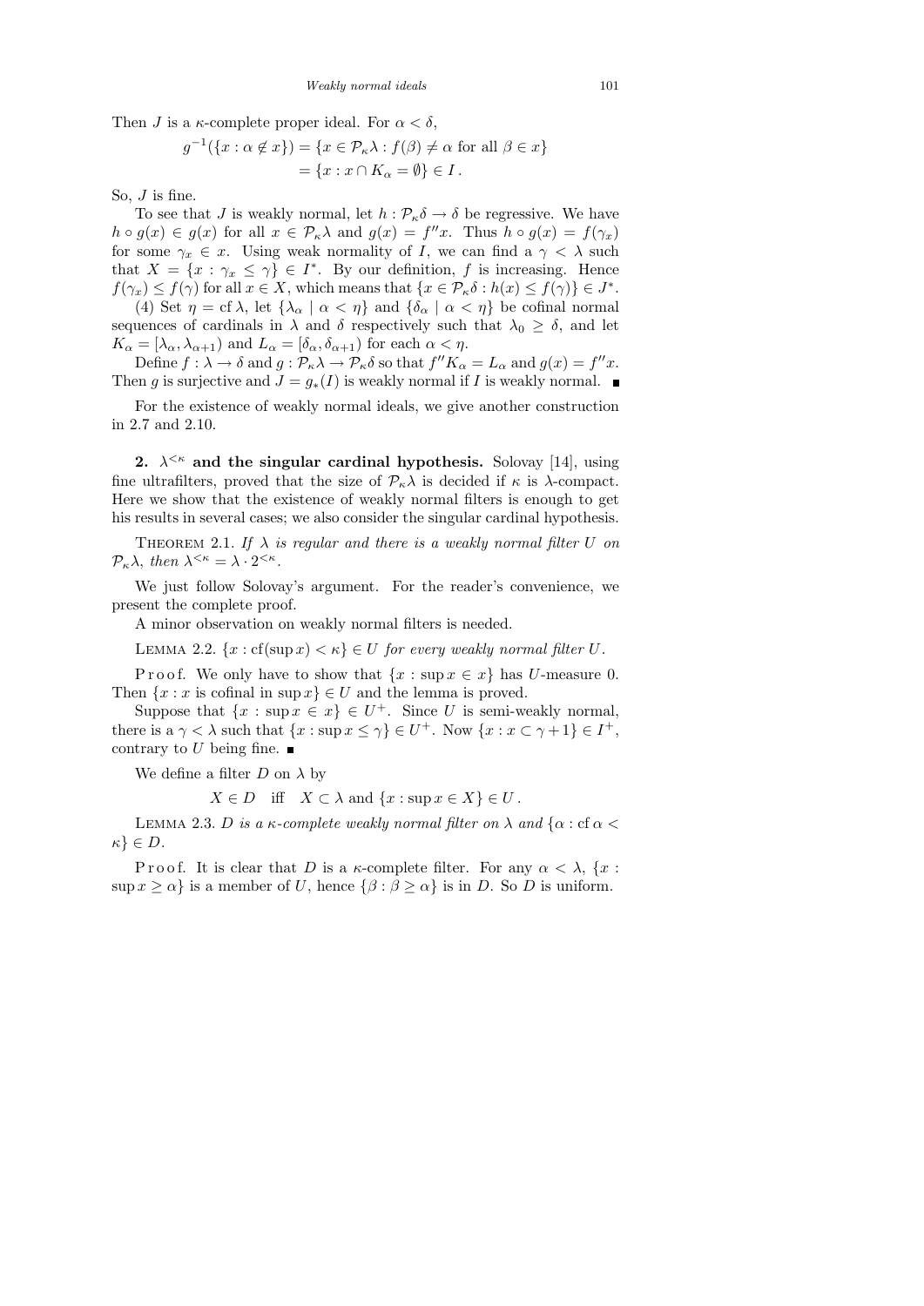Then $J$ is a $\kappa$-complete proper ideal. For $\alpha < \delta$,

$$g^{-1}(\{x : \alpha \notin x\}) = \{x \in \mathcal{P}_\kappa\lambda : f(\beta) \neq \alpha \text{ for all } \beta \in x\}$$
$$= \{x : x \cap K_\alpha = \emptyset\} \in I\,.$$

So, $J$ is fine.

To see that $J$ is weakly normal, let $h : \mathcal{P}_\kappa\delta \to \delta$ be regressive. We have $h \circ g(x) \in g(x)$ for all $x \in \mathcal{P}_\kappa\lambda$ and $g(x) = f''x$. Thus $h \circ g(x) = f(\gamma_x)$ for some $\gamma_x \in x$. Using weak normality of $I$, we can find a $\gamma < \lambda$ such that $X = \{x : \gamma_x \leq \gamma\} \in I^*$. By our definition, $f$ is increasing. Hence $f(\gamma_x) \leq f(\gamma)$ for all $x \in X$, which means that $\{x \in \mathcal{P}_\kappa\delta : h(x) \leq f(\gamma)\} \in J^*$.

(4) Set $\eta = \operatorname{cf}\lambda$, let $\{\lambda_\alpha \mid \alpha < \eta\}$ and $\{\delta_\alpha \mid \alpha < \eta\}$ be cofinal normal sequences of cardinals in $\lambda$ and $\delta$ respectively such that $\lambda_0 \geq \delta$, and let $K_\alpha = [\lambda_\alpha, \lambda_{\alpha+1})$ and $L_\alpha = [\delta_\alpha, \delta_{\alpha+1})$ for each $\alpha < \eta$.

Define $f : \lambda \to \delta$ and $g : \mathcal{P}_\kappa\lambda \to \mathcal{P}_\kappa\delta$ so that $f''K_\alpha = L_\alpha$ and $g(x) = f''x$. Then $g$ is surjective and $J = g_*(I)$ is weakly normal if $I$ is weakly normal. ■

For the existence of weakly normal ideals, we give another construction in 2.7 and 2.10.

## 2. $\lambda^{<\kappa}$ and the singular cardinal hypothesis.

Solovay [14], using fine ultrafilters, proved that the size of $\mathcal{P}_\kappa\lambda$ is decided if $\kappa$ is $\lambda$-compact. Here we show that the existence of weakly normal filters is enough to get his results in several cases; we also consider the singular cardinal hypothesis.

Theorem 2.1. *If $\lambda$ is regular and there is a weakly normal filter $U$ on $\mathcal{P}_\kappa\lambda$, then $\lambda^{<\kappa} = \lambda \cdot 2^{<\kappa}$.*

We just follow Solovay's argument. For the reader's convenience, we present the complete proof.

A minor observation on weakly normal filters is needed.

Lemma 2.2. *$\{x : \operatorname{cf}(\sup x) < \kappa\} \in U$ for every weakly normal filter $U$.*

Proof. We only have to show that $\{x : \sup x \in x\}$ has $U$-measure 0. Then $\{x : x \text{ is cofinal in } \sup x\} \in U$ and the lemma is proved.

Suppose that $\{x : \sup x \in x\} \in U^+$. Since $U$ is semi-weakly normal, there is a $\gamma < \lambda$ such that $\{x : \sup x \leq \gamma\} \in U^+$. Now $\{x : x \subset \gamma + 1\} \in I^+$, contrary to $U$ being fine. ■

We define a filter $D$ on $\lambda$ by

$$X \in D \quad \text{iff} \quad X \subset \lambda \text{ and } \{x : \sup x \in X\} \in U\,.$$

Lemma 2.3. *$D$ is a $\kappa$-complete weakly normal filter on $\lambda$ and $\{\alpha : \operatorname{cf}\alpha < \kappa\} \in D$.*

Proof. It is clear that $D$ is a $\kappa$-complete filter. For any $\alpha < \lambda$, $\{x : \sup x \geq \alpha\}$ is a member of $U$, hence $\{\beta : \beta \geq \alpha\}$ is in $D$. So $D$ is uniform.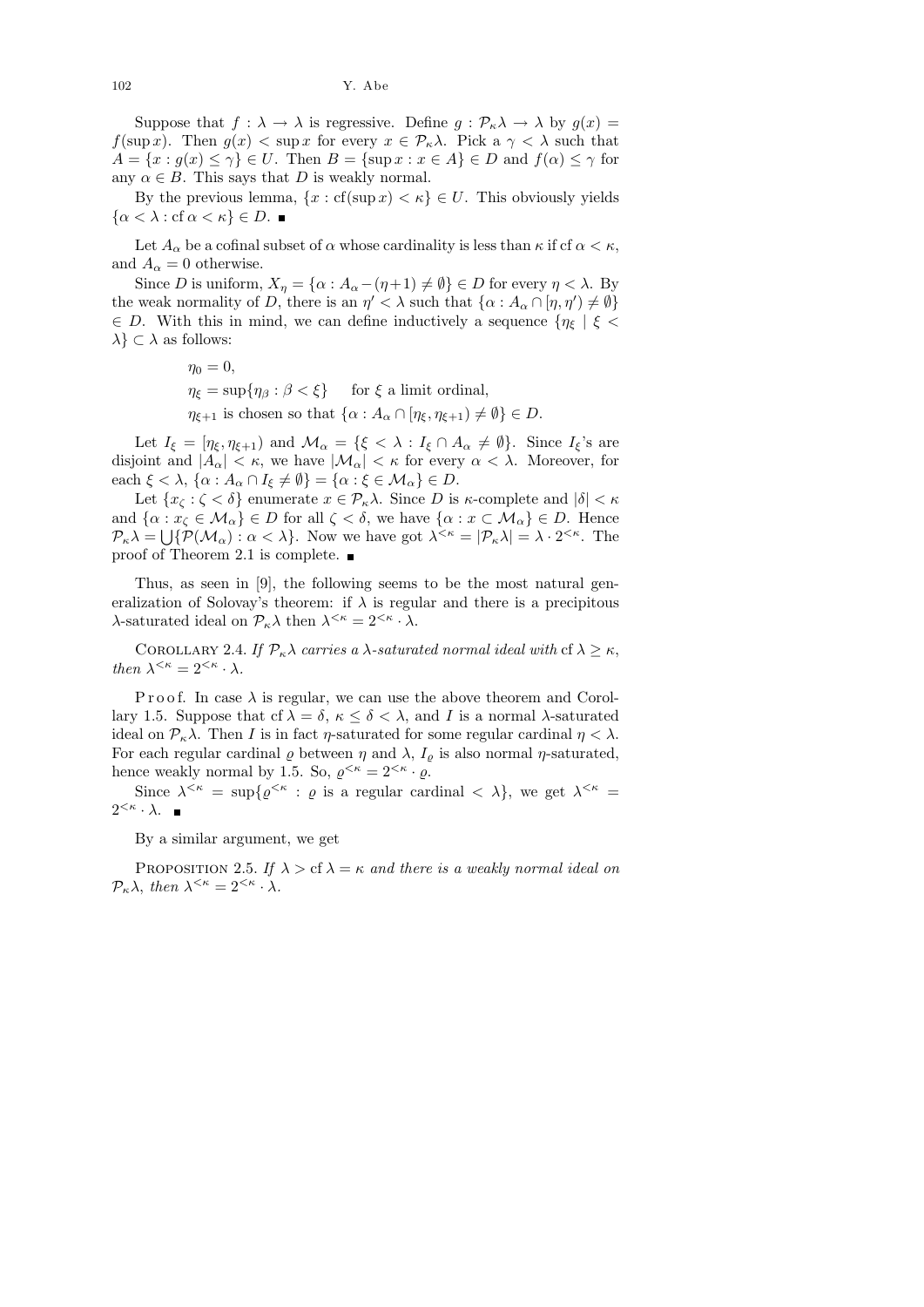Suppose that $f : \lambda \to \lambda$ is regressive. Define $g : \mathcal{P}_\kappa\lambda \to \lambda$ by $g(x) = f(\sup x)$. Then $g(x) < \sup x$ for every $x \in \mathcal{P}_\kappa\lambda$. Pick a $\gamma < \lambda$ such that $A = \{x : g(x) \le \gamma\} \in U$. Then $B = \{\sup x : x \in A\} \in D$ and $f(\alpha) \le \gamma$ for any $\alpha \in B$. This says that $D$ is weakly normal.

By the previous lemma, $\{x : \mathrm{cf}(\sup x) < \kappa\} \in U$. This obviously yields $\{\alpha < \lambda : \mathrm{cf}\,\alpha < \kappa\} \in D$. ■

Let $A_\alpha$ be a cofinal subset of $\alpha$ whose cardinality is less than $\kappa$ if $\mathrm{cf}\,\alpha < \kappa$, and $A_\alpha = 0$ otherwise.

Since $D$ is uniform, $X_\eta = \{\alpha : A_\alpha - (\eta + 1) \neq \emptyset\} \in D$ for every $\eta < \lambda$. By the weak normality of $D$, there is an $\eta' < \lambda$ such that $\{\alpha : A_\alpha \cap [\eta, \eta') \neq \emptyset\} \in D$. With this in mind, we can define inductively a sequence $\{\eta_\xi \mid \xi < \lambda\} \subset \lambda$ as follows:

$$\eta_0 = 0,$$
$$\eta_\xi = \sup\{\eta_\beta : \beta < \xi\} \quad \text{for } \xi \text{ a limit ordinal},$$
$$\eta_{\xi+1} \text{ is chosen so that } \{\alpha : A_\alpha \cap [\eta_\xi, \eta_{\xi+1}) \neq \emptyset\} \in D.$$

Let $I_\xi = [\eta_\xi, \eta_{\xi+1})$ and $\mathcal{M}_\alpha = \{\xi < \lambda : I_\xi \cap A_\alpha \neq \emptyset\}$. Since $I_\xi$'s are disjoint and $|A_\alpha| < \kappa$, we have $|\mathcal{M}_\alpha| < \kappa$ for every $\alpha < \lambda$. Moreover, for each $\xi < \lambda$, $\{\alpha : A_\alpha \cap I_\xi \neq \emptyset\} = \{\alpha : \xi \in \mathcal{M}_\alpha\} \in D$.

Let $\{x_\zeta : \zeta < \delta\}$ enumerate $x \in \mathcal{P}_\kappa\lambda$. Since $D$ is $\kappa$-complete and $|\delta| < \kappa$ and $\{\alpha : x_\zeta \in \mathcal{M}_\alpha\} \in D$ for all $\zeta < \delta$, we have $\{\alpha : x \subset \mathcal{M}_\alpha\} \in D$. Hence $\mathcal{P}_\kappa\lambda = \bigcup\{\mathcal{P}(\mathcal{M}_\alpha) : \alpha < \lambda\}$. Now we have got $\lambda^{<\kappa} = |\mathcal{P}_\kappa\lambda| = \lambda \cdot 2^{<\kappa}$. The proof of Theorem 2.1 is complete. ■

Thus, as seen in [9], the following seems to be the most natural generalization of Solovay's theorem: if $\lambda$ is regular and there is a precipitous $\lambda$-saturated ideal on $\mathcal{P}_\kappa\lambda$ then $\lambda^{<\kappa} = 2^{<\kappa} \cdot \lambda$.

Corollary 2.4. *If $\mathcal{P}_\kappa\lambda$ carries a $\lambda$-saturated normal ideal with $\mathrm{cf}\,\lambda \ge \kappa$, then $\lambda^{<\kappa} = 2^{<\kappa} \cdot \lambda$.*

Proof. In case $\lambda$ is regular, we can use the above theorem and Corollary 1.5. Suppose that $\mathrm{cf}\,\lambda = \delta$, $\kappa \le \delta < \lambda$, and $I$ is a normal $\lambda$-saturated ideal on $\mathcal{P}_\kappa\lambda$. Then $I$ is in fact $\eta$-saturated for some regular cardinal $\eta < \lambda$. For each regular cardinal $\varrho$ between $\eta$ and $\lambda$, $I_\varrho$ is also normal $\eta$-saturated, hence weakly normal by 1.5. So, $\varrho^{<\kappa} = 2^{<\kappa} \cdot \varrho$.

Since $\lambda^{<\kappa} = \sup\{\varrho^{<\kappa} : \varrho \text{ is a regular cardinal} < \lambda\}$, we get $\lambda^{<\kappa} = 2^{<\kappa} \cdot \lambda$. ■

By a similar argument, we get

Proposition 2.5. *If $\lambda > \mathrm{cf}\,\lambda = \kappa$ and there is a weakly normal ideal on $\mathcal{P}_\kappa\lambda$, then $\lambda^{<\kappa} = 2^{<\kappa} \cdot \lambda$.*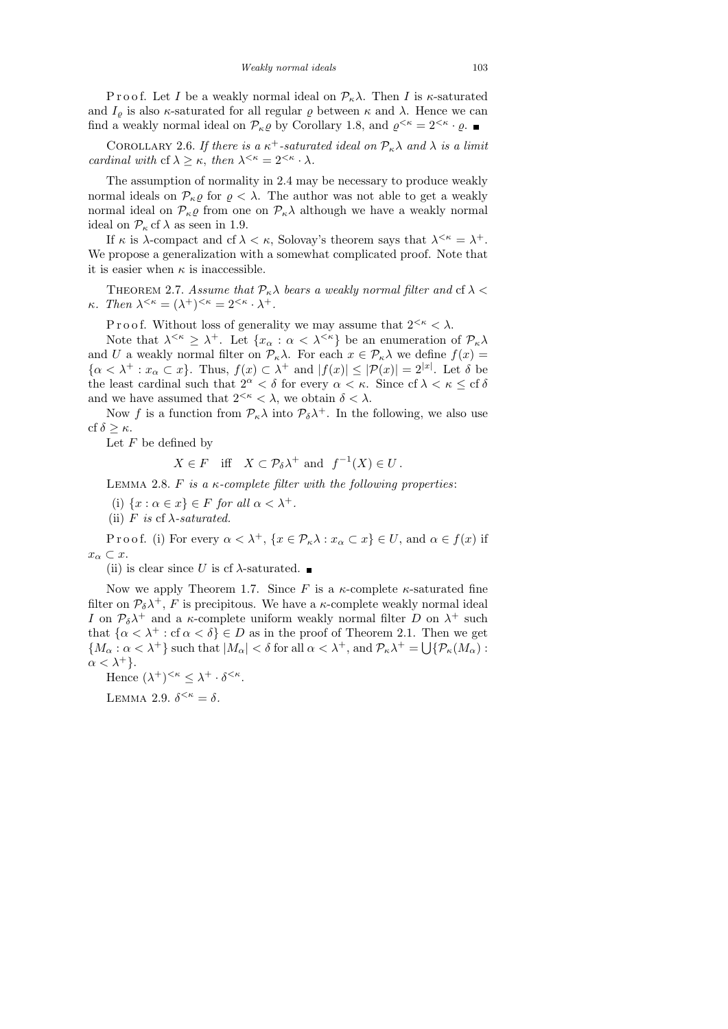Proof. Let $I$ be a weakly normal ideal on $\mathcal{P}_\kappa\lambda$. Then $I$ is $\kappa$-saturated and $I_\varrho$ is also $\kappa$-saturated for all regular $\varrho$ between $\kappa$ and $\lambda$. Hence we can find a weakly normal ideal on $\mathcal{P}_\kappa\varrho$ by Corollary 1.8, and $\varrho^{<\kappa} = 2^{<\kappa} \cdot \varrho$. ■

COROLLARY 2.6. *If there is a $\kappa^+$-saturated ideal on $\mathcal{P}_\kappa\lambda$ and $\lambda$ is a limit cardinal with* $\mathrm{cf}\,\lambda \geq \kappa$, *then* $\lambda^{<\kappa} = 2^{<\kappa} \cdot \lambda$.

The assumption of normality in 2.4 may be necessary to produce weakly normal ideals on $\mathcal{P}_\kappa\varrho$ for $\varrho < \lambda$. The author was not able to get a weakly normal ideal on $\mathcal{P}_\kappa\varrho$ from one on $\mathcal{P}_\kappa\lambda$ although we have a weakly normal ideal on $\mathcal{P}_\kappa \mathrm{cf}\,\lambda$ as seen in 1.9.

If $\kappa$ is $\lambda$-compact and $\mathrm{cf}\,\lambda < \kappa$, Solovay's theorem says that $\lambda^{<\kappa} = \lambda^+$. We propose a generalization with a somewhat complicated proof. Note that it is easier when $\kappa$ is inaccessible.

THEOREM 2.7. *Assume that $\mathcal{P}_\kappa\lambda$ bears a weakly normal filter and* $\mathrm{cf}\,\lambda < \kappa$. *Then* $\lambda^{<\kappa} = (\lambda^+)^{<\kappa} = 2^{<\kappa} \cdot \lambda^+$.

Proof. Without loss of generality we may assume that $2^{<\kappa} < \lambda$.

Note that $\lambda^{<\kappa} \geq \lambda^+$. Let $\{x_\alpha : \alpha < \lambda^{<\kappa}\}$ be an enumeration of $\mathcal{P}_\kappa\lambda$ and $U$ a weakly normal filter on $\mathcal{P}_\kappa\lambda$. For each $x \in \mathcal{P}_\kappa\lambda$ we define $f(x) = \{\alpha < \lambda^+ : x_\alpha \subset x\}$. Thus, $f(x) \subset \lambda^+$ and $|f(x)| \leq |\mathcal{P}(x)| = 2^{|x|}$. Let $\delta$ be the least cardinal such that $2^\alpha < \delta$ for every $\alpha < \kappa$. Since $\mathrm{cf}\,\lambda < \kappa \leq \mathrm{cf}\,\delta$ and we have assumed that $2^{<\kappa} < \lambda$, we obtain $\delta < \lambda$.

Now $f$ is a function from $\mathcal{P}_\kappa\lambda$ into $\mathcal{P}_\delta\lambda^+$. In the following, we also use $\mathrm{cf}\,\delta \geq \kappa$.

Let $F$ be defined by

$$X \in F \quad \text{iff} \quad X \subset \mathcal{P}_\delta\lambda^+ \text{ and } f^{-1}(X) \in U\,.$$

LEMMA 2.8. *$F$ is a $\kappa$-complete filter with the following properties*:

(i) $\{x : \alpha \in x\} \in F$ *for all* $\alpha < \lambda^+$.

(ii) *$F$ is* $\mathrm{cf}\,\lambda$*-saturated.*

Proof. (i) For every $\alpha < \lambda^+$, $\{x \in \mathcal{P}_\kappa\lambda : x_\alpha \subset x\} \in U$, and $\alpha \in f(x)$ if $x_\alpha \subset x$.

(ii) is clear since $U$ is $\mathrm{cf}\,\lambda$-saturated. ■

Now we apply Theorem 1.7. Since $F$ is a $\kappa$-complete $\kappa$-saturated fine filter on $\mathcal{P}_\delta\lambda^+$, $F$ is precipitous. We have a $\kappa$-complete weakly normal ideal $I$ on $\mathcal{P}_\delta\lambda^+$ and a $\kappa$-complete uniform weakly normal filter $D$ on $\lambda^+$ such that $\{\alpha < \lambda^+ : \mathrm{cf}\,\alpha < \delta\} \in D$ as in the proof of Theorem 2.1. Then we get $\{M_\alpha : \alpha < \lambda^+\}$ such that $|M_\alpha| < \delta$ for all $\alpha < \lambda^+$, and $\mathcal{P}_\kappa\lambda^+ = \bigcup\{\mathcal{P}_\kappa(M_\alpha) : \alpha < \lambda^+\}$.

Hence $(\lambda^+)^{<\kappa} \leq \lambda^+ \cdot \delta^{<\kappa}$.

LEMMA 2.9. $\delta^{<\kappa} = \delta$.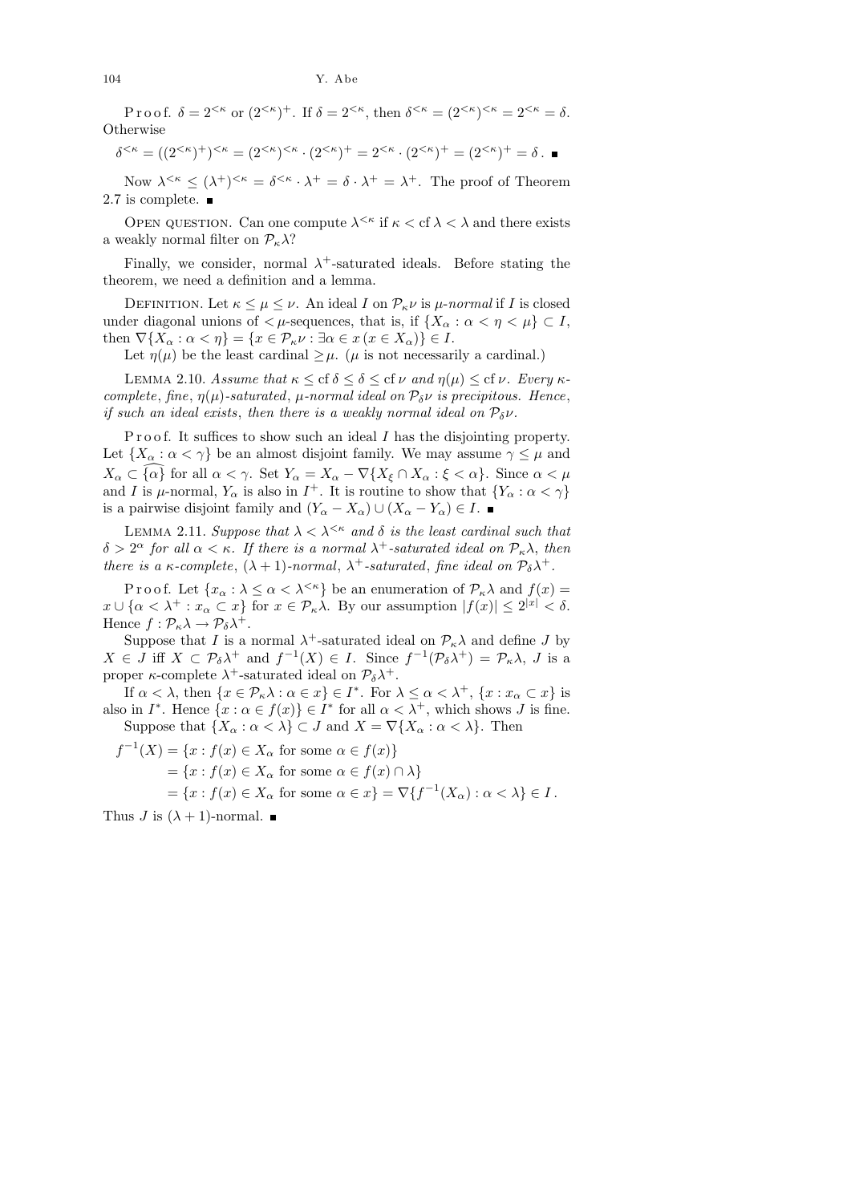Proof. $\delta = 2^{<\kappa}$ or $(2^{<\kappa})^+$. If $\delta = 2^{<\kappa}$, then $\delta^{<\kappa} = (2^{<\kappa})^{<\kappa} = 2^{<\kappa} = \delta$. Otherwise

$$\delta^{<\kappa} = ((2^{<\kappa})^+)^{<\kappa} = (2^{<\kappa})^{<\kappa} \cdot (2^{<\kappa})^+ = 2^{<\kappa} \cdot (2^{<\kappa})^+ = (2^{<\kappa})^+ = \delta\,. \ \blacksquare$$

Now $\lambda^{<\kappa} \le (\lambda^+)^{<\kappa} = \delta^{<\kappa} \cdot \lambda^+ = \delta \cdot \lambda^+ = \lambda^+$. The proof of Theorem 2.7 is complete. $\blacksquare$

Open question. Can one compute $\lambda^{<\kappa}$ if $\kappa < \mathrm{cf}\,\lambda < \lambda$ and there exists a weakly normal filter on $\mathcal{P}_\kappa\lambda$?

Finally, we consider, normal $\lambda^+$-saturated ideals. Before stating the theorem, we need a definition and a lemma.

Definition. Let $\kappa \le \mu \le \nu$. An ideal $I$ on $\mathcal{P}_\kappa\nu$ is *$\mu$-normal* if $I$ is closed under diagonal unions of $<\mu$-sequences, that is, if $\{X_\alpha : \alpha < \eta < \mu\} \subset I$, then $\nabla\{X_\alpha : \alpha < \eta\} = \{x \in \mathcal{P}_\kappa\nu : \exists\alpha \in x\,(x \in X_\alpha)\} \in I$.

Let $\eta(\mu)$ be the least cardinal $\ge \mu$. ($\mu$ is not necessarily a cardinal.)

Lemma 2.10. *Assume that $\kappa \le \mathrm{cf}\,\delta \le \delta \le \mathrm{cf}\,\nu$ and $\eta(\mu) \le \mathrm{cf}\,\nu$. Every $\kappa$-complete, fine, $\eta(\mu)$-saturated, $\mu$-normal ideal on $\mathcal{P}_\delta\nu$ is precipitous. Hence, if such an ideal exists, then there is a weakly normal ideal on $\mathcal{P}_\delta\nu$.*

Proof. It suffices to show such an ideal $I$ has the disjointing property. Let $\{X_\alpha : \alpha < \gamma\}$ be an almost disjoint family. We may assume $\gamma \le \mu$ and $X_\alpha \subset \widehat{\{\alpha\}}$ for all $\alpha < \gamma$. Set $Y_\alpha = X_\alpha - \nabla\{X_\xi \cap X_\alpha : \xi < \alpha\}$. Since $\alpha < \mu$ and $I$ is $\mu$-normal, $Y_\alpha$ is also in $I^+$. It is routine to show that $\{Y_\alpha : \alpha < \gamma\}$ is a pairwise disjoint family and $(Y_\alpha - X_\alpha) \cup (X_\alpha - Y_\alpha) \in I$. $\blacksquare$

Lemma 2.11. *Suppose that $\lambda < \lambda^{<\kappa}$ and $\delta$ is the least cardinal such that $\delta > 2^\alpha$ for all $\alpha < \kappa$. If there is a normal $\lambda^+$-saturated ideal on $\mathcal{P}_\kappa\lambda$, then there is a $\kappa$-complete, $(\lambda+1)$-normal, $\lambda^+$-saturated, fine ideal on $\mathcal{P}_\delta\lambda^+$.*

Proof. Let $\{x_\alpha : \lambda \le \alpha < \lambda^{<\kappa}\}$ be an enumeration of $\mathcal{P}_\kappa\lambda$ and $f(x) = x \cup \{\alpha < \lambda^+ : x_\alpha \subset x\}$ for $x \in \mathcal{P}_\kappa\lambda$. By our assumption $|f(x)| \le 2^{|x|} < \delta$. Hence $f : \mathcal{P}_\kappa\lambda \to \mathcal{P}_\delta\lambda^+$.

Suppose that $I$ is a normal $\lambda^+$-saturated ideal on $\mathcal{P}_\kappa\lambda$ and define $J$ by $X \in J$ iff $X \subset \mathcal{P}_\delta\lambda^+$ and $f^{-1}(X) \in I$. Since $f^{-1}(\mathcal{P}_\delta\lambda^+) = \mathcal{P}_\kappa\lambda$, $J$ is a proper $\kappa$-complete $\lambda^+$-saturated ideal on $\mathcal{P}_\delta\lambda^+$.

If $\alpha < \lambda$, then $\{x \in \mathcal{P}_\kappa\lambda : \alpha \in x\} \in I^*$. For $\lambda \le \alpha < \lambda^+$, $\{x : x_\alpha \subset x\}$ is also in $I^*$. Hence $\{x : \alpha \in f(x)\} \in I^*$ for all $\alpha < \lambda^+$, which shows $J$ is fine.

Suppose that $\{X_\alpha : \alpha < \lambda\} \subset J$ and $X = \nabla\{X_\alpha : \alpha < \lambda\}$. Then

$$\begin{aligned}
f^{-1}(X) &= \{x : f(x) \in X_\alpha \text{ for some } \alpha \in f(x)\}\\
&= \{x : f(x) \in X_\alpha \text{ for some } \alpha \in f(x) \cap \lambda\}\\
&= \{x : f(x) \in X_\alpha \text{ for some } \alpha \in x\} = \nabla\{f^{-1}(X_\alpha) : \alpha < \lambda\} \in I\,.
\end{aligned}$$

Thus $J$ is $(\lambda+1)$-normal. $\blacksquare$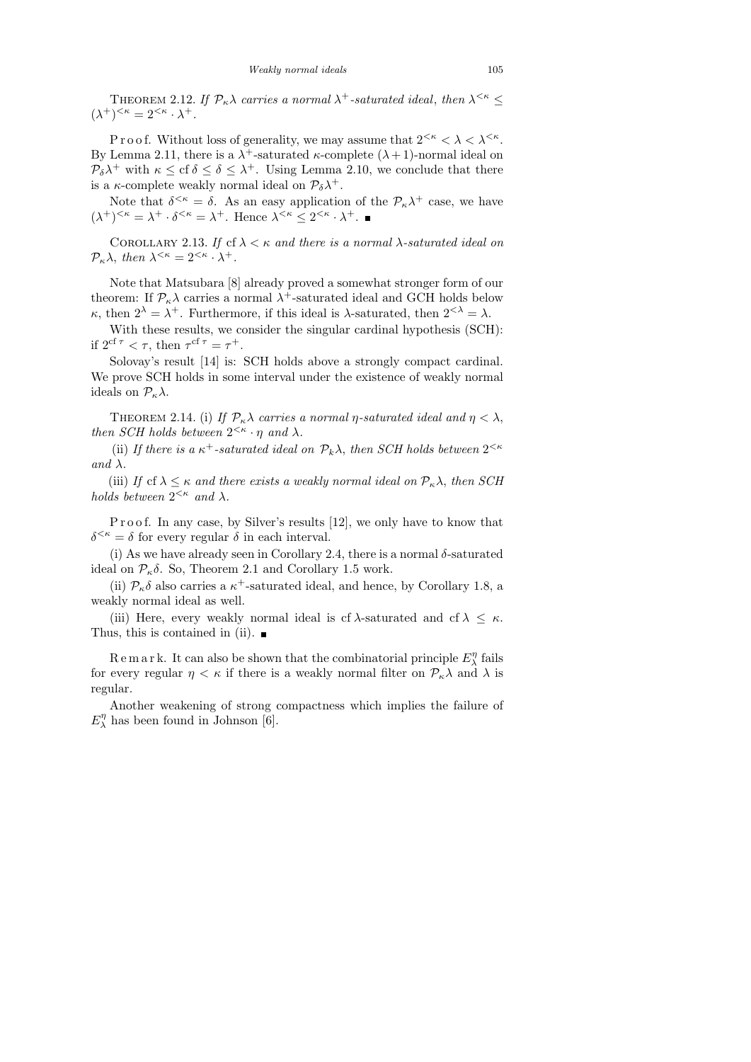**Theorem 2.12.** *If $\mathcal{P}_\kappa\lambda$ carries a normal $\lambda^+$-saturated ideal, then $\lambda^{<\kappa} \leq (\lambda^+)^{<\kappa} = 2^{<\kappa} \cdot \lambda^+$.*

Proof. Without loss of generality, we may assume that $2^{<\kappa} < \lambda < \lambda^{<\kappa}$. By Lemma 2.11, there is a $\lambda^+$-saturated $\kappa$-complete $(\lambda+1)$-normal ideal on $\mathcal{P}_\delta\lambda^+$ with $\kappa \leq \operatorname{cf}\delta \leq \delta \leq \lambda^+$. Using Lemma 2.10, we conclude that there is a $\kappa$-complete weakly normal ideal on $\mathcal{P}_\delta\lambda^+$.

Note that $\delta^{<\kappa} = \delta$. As an easy application of the $\mathcal{P}_\kappa\lambda^+$ case, we have $(\lambda^+)^{<\kappa} = \lambda^+ \cdot \delta^{<\kappa} = \lambda^+$. Hence $\lambda^{<\kappa} \leq 2^{<\kappa} \cdot \lambda^+$. ∎

**Corollary 2.13.** *If $\operatorname{cf}\lambda < \kappa$ and there is a normal $\lambda$-saturated ideal on $\mathcal{P}_\kappa\lambda$, then $\lambda^{<\kappa} = 2^{<\kappa} \cdot \lambda^+$.*

Note that Matsubara [8] already proved a somewhat stronger form of our theorem: If $\mathcal{P}_\kappa\lambda$ carries a normal $\lambda^+$-saturated ideal and GCH holds below $\kappa$, then $2^\lambda = \lambda^+$. Furthermore, if this ideal is $\lambda$-saturated, then $2^{<\lambda} = \lambda$.

With these results, we consider the singular cardinal hypothesis (SCH): if $2^{\operatorname{cf}\tau} < \tau$, then $\tau^{\operatorname{cf}\tau} = \tau^+$.

Solovay's result [14] is: SCH holds above a strongly compact cardinal. We prove SCH holds in some interval under the existence of weakly normal ideals on $\mathcal{P}_\kappa\lambda$.

**Theorem 2.14.** (i) *If $\mathcal{P}_\kappa\lambda$ carries a normal $\eta$-saturated ideal and $\eta < \lambda$, then SCH holds between $2^{<\kappa} \cdot \eta$ and $\lambda$.*

(ii) *If there is a $\kappa^+$-saturated ideal on $\mathcal{P}_k\lambda$, then SCH holds between $2^{<\kappa}$ and $\lambda$.*

(iii) *If $\operatorname{cf}\lambda \leq \kappa$ and there exists a weakly normal ideal on $\mathcal{P}_\kappa\lambda$, then SCH holds between $2^{<\kappa}$ and $\lambda$.*

Proof. In any case, by Silver's results [12], we only have to know that $\delta^{<\kappa} = \delta$ for every regular $\delta$ in each interval.

(i) As we have already seen in Corollary 2.4, there is a normal $\delta$-saturated ideal on $\mathcal{P}_\kappa\delta$. So, Theorem 2.1 and Corollary 1.5 work.

(ii) $\mathcal{P}_\kappa\delta$ also carries a $\kappa^+$-saturated ideal, and hence, by Corollary 1.8, a weakly normal ideal as well.

(iii) Here, every weakly normal ideal is $\operatorname{cf}\lambda$-saturated and $\operatorname{cf}\lambda \leq \kappa$. Thus, this is contained in (ii). ∎

Remark. It can also be shown that the combinatorial principle $E^\eta_\lambda$ fails for every regular $\eta < \kappa$ if there is a weakly normal filter on $\mathcal{P}_\kappa\lambda$ and $\lambda$ is regular.

Another weakening of strong compactness which implies the failure of $E^\eta_\lambda$ has been found in Johnson [6].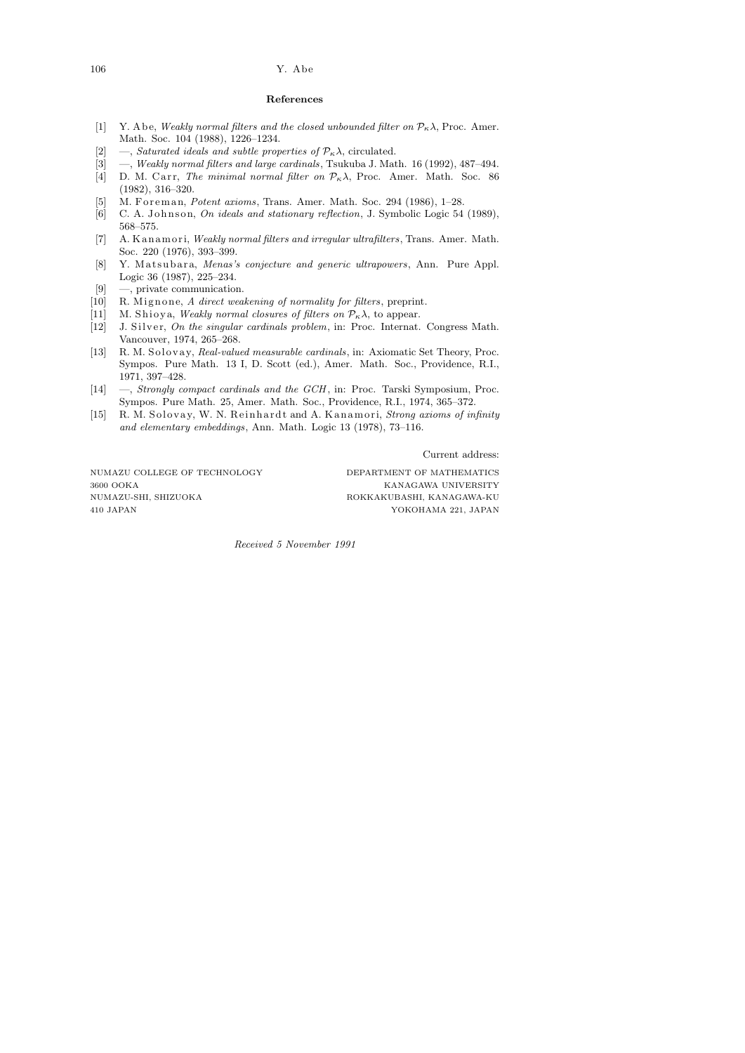## References

[1] Y. Abe, *Weakly normal filters and the closed unbounded filter on $\mathcal{P}_\kappa\lambda$*, Proc. Amer. Math. Soc. 104 (1988), 1226–1234.

[2] —, *Saturated ideals and subtle properties of $\mathcal{P}_\kappa\lambda$*, circulated.

[3] —, *Weakly normal filters and large cardinals*, Tsukuba J. Math. 16 (1992), 487–494.

[4] D. M. Carr, *The minimal normal filter on $\mathcal{P}_\kappa\lambda$*, Proc. Amer. Math. Soc. 86 (1982), 316–320.

[5] M. Foreman, *Potent axioms*, Trans. Amer. Math. Soc. 294 (1986), 1–28.

[6] C. A. Johnson, *On ideals and stationary reflection*, J. Symbolic Logic 54 (1989), 568–575.

[7] A. Kanamori, *Weakly normal filters and irregular ultrafilters*, Trans. Amer. Math. Soc. 220 (1976), 393–399.

[8] Y. Matsubara, *Menas's conjecture and generic ultrapowers*, Ann. Pure Appl. Logic 36 (1987), 225–234.

[9] —, private communication.

[10] R. Mignone, *A direct weakening of normality for filters*, preprint.

[11] M. Shioya, *Weakly normal closures of filters on $\mathcal{P}_\kappa\lambda$*, to appear.

[12] J. Silver, *On the singular cardinals problem*, in: Proc. Internat. Congress Math. Vancouver, 1974, 265–268.

[13] R. M. Solovay, *Real-valued measurable cardinals*, in: Axiomatic Set Theory, Proc. Sympos. Pure Math. 13 I, D. Scott (ed.), Amer. Math. Soc., Providence, R.I., 1971, 397–428.

[14] —, *Strongly compact cardinals and the GCH*, in: Proc. Tarski Symposium, Proc. Sympos. Pure Math. 25, Amer. Math. Soc., Providence, R.I., 1974, 365–372.

[15] R. M. Solovay, W. N. Reinhardt and A. Kanamori, *Strong axioms of infinity and elementary embeddings*, Ann. Math. Logic 13 (1978), 73–116.

NUMAZU COLLEGE OF TECHNOLOGY
3600 OOKA
NUMAZU-SHI, SHIZUOKA
410 JAPAN

Current address:
DEPARTMENT OF MATHEMATICS
KANAGAWA UNIVERSITY
ROKKAKUBASHI, KANAGAWA-KU
YOKOHAMA 221, JAPAN

*Received 5 November 1991*